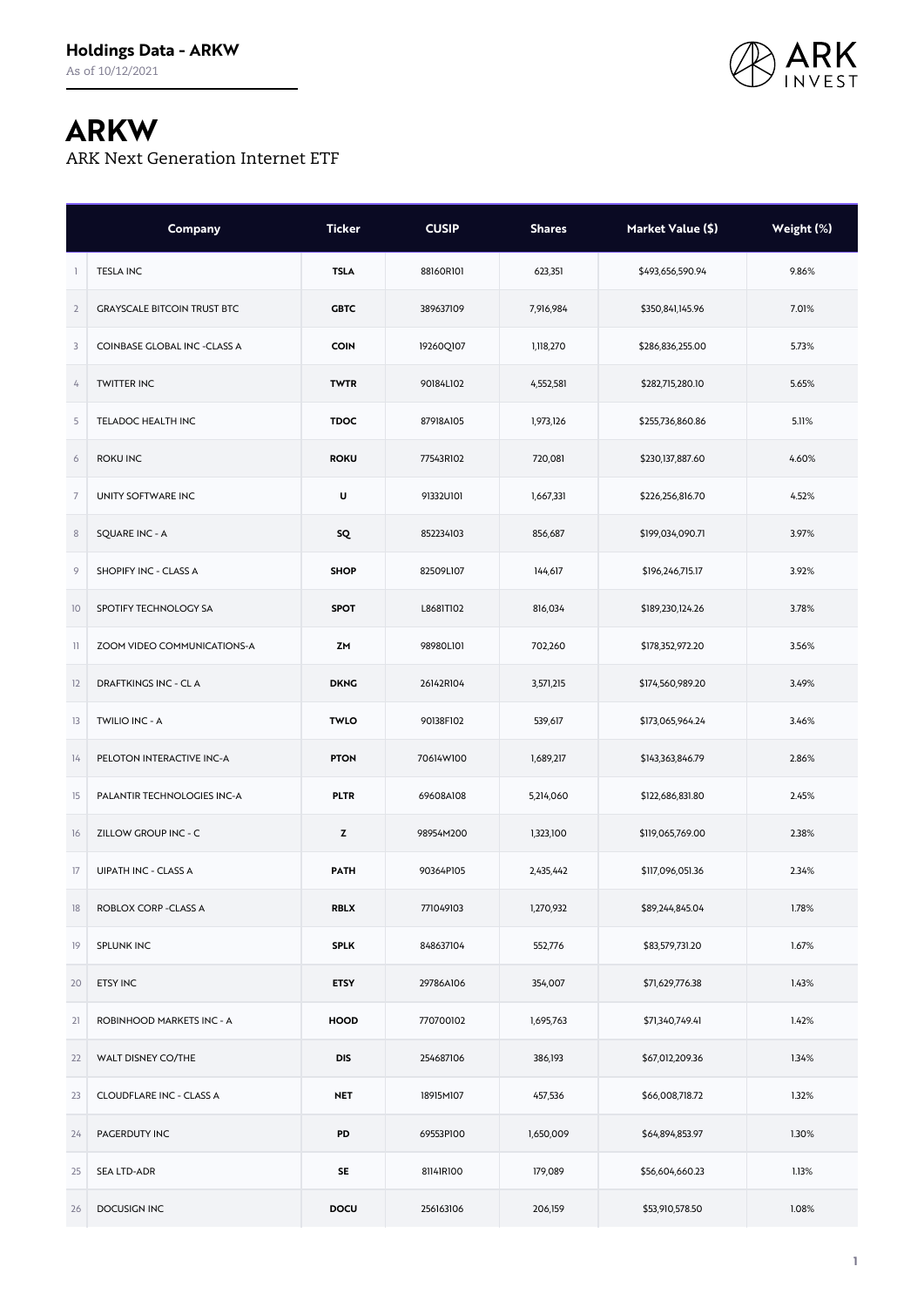## Holdings Data - ARKW

As of 10/12/2021

# ARKW

ARK Next Generation Internet ETF

| | Company | Ticker | CUSIP | Shares | Market Value ($) | Weight (%) |
|---|---|---|---|---|---|---|
| 1 | TESLA INC | TSLA | 88160R101 | 623,351 | $493,656,590.94 | 9.86% |
| 2 | GRAYSCALE BITCOIN TRUST BTC | GBTC | 389637109 | 7,916,984 | $350,841,145.96 | 7.01% |
| 3 | COINBASE GLOBAL INC -CLASS A | COIN | 19260Q107 | 1,118,270 | $286,836,255.00 | 5.73% |
| 4 | TWITTER INC | TWTR | 90184L102 | 4,552,581 | $282,715,280.10 | 5.65% |
| 5 | TELADOC HEALTH INC | TDOC | 87918A105 | 1,973,126 | $255,736,860.86 | 5.11% |
| 6 | ROKU INC | ROKU | 77543R102 | 720,081 | $230,137,887.60 | 4.60% |
| 7 | UNITY SOFTWARE INC | U | 91332U101 | 1,667,331 | $226,256,816.70 | 4.52% |
| 8 | SQUARE INC - A | SQ | 852234103 | 856,687 | $199,034,090.71 | 3.97% |
| 9 | SHOPIFY INC - CLASS A | SHOP | 82509L107 | 144,617 | $196,246,715.17 | 3.92% |
| 10 | SPOTIFY TECHNOLOGY SA | SPOT | L8681T102 | 816,034 | $189,230,124.26 | 3.78% |
| 11 | ZOOM VIDEO COMMUNICATIONS-A | ZM | 98980L101 | 702,260 | $178,352,972.20 | 3.56% |
| 12 | DRAFTKINGS INC - CL A | DKNG | 26142R104 | 3,571,215 | $174,560,989.20 | 3.49% |
| 13 | TWILIO INC - A | TWLO | 90138F102 | 539,617 | $173,065,964.24 | 3.46% |
| 14 | PELOTON INTERACTIVE INC-A | PTON | 70614W100 | 1,689,217 | $143,363,846.79 | 2.86% |
| 15 | PALANTIR TECHNOLOGIES INC-A | PLTR | 69608A108 | 5,214,060 | $122,686,831.80 | 2.45% |
| 16 | ZILLOW GROUP INC - C | Z | 98954M200 | 1,323,100 | $119,065,769.00 | 2.38% |
| 17 | UIPATH INC - CLASS A | PATH | 90364P105 | 2,435,442 | $117,096,051.36 | 2.34% |
| 18 | ROBLOX CORP -CLASS A | RBLX | 771049103 | 1,270,932 | $89,244,845.04 | 1.78% |
| 19 | SPLUNK INC | SPLK | 848637104 | 552,776 | $83,579,731.20 | 1.67% |
| 20 | ETSY INC | ETSY | 29786A106 | 354,007 | $71,629,776.38 | 1.43% |
| 21 | ROBINHOOD MARKETS INC - A | HOOD | 770700102 | 1,695,763 | $71,340,749.41 | 1.42% |
| 22 | WALT DISNEY CO/THE | DIS | 254687106 | 386,193 | $67,012,209.36 | 1.34% |
| 23 | CLOUDFLARE INC - CLASS A | NET | 18915M107 | 457,536 | $66,008,718.72 | 1.32% |
| 24 | PAGERDUTY INC | PD | 69553P100 | 1,650,009 | $64,894,853.97 | 1.30% |
| 25 | SEA LTD-ADR | SE | 81141R100 | 179,089 | $56,604,660.23 | 1.13% |
| 26 | DOCUSIGN INC | DOCU | 256163106 | 206,159 | $53,910,578.50 | 1.08% |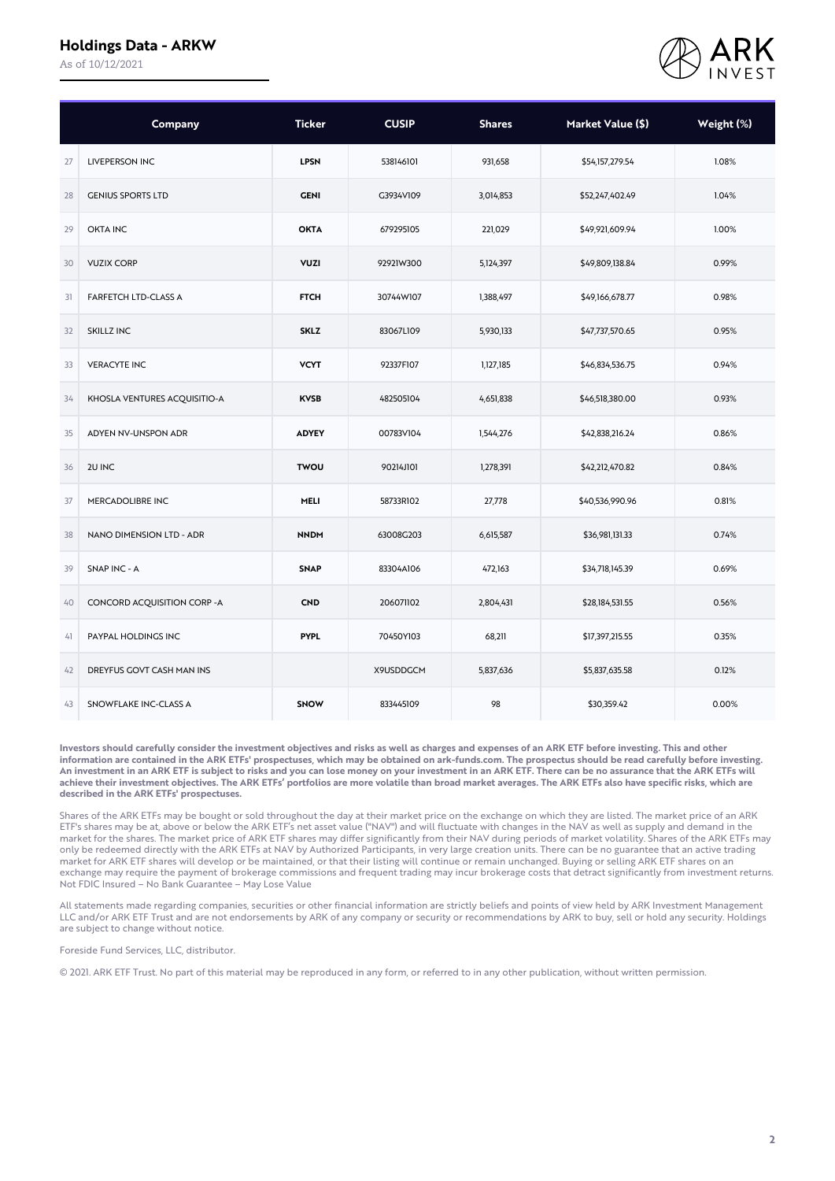# Holdings Data - ARKW

As of 10/12/2021

| | Company | Ticker | CUSIP | Shares | Market Value ($) | Weight (%) |
|---|---|---|---|---|---|---|
| 27 | LIVEPERSON INC | **LPSN** | 538146101 | 931,658 | $54,157,279.54 | 1.08% |
| 28 | GENIUS SPORTS LTD | **GENI** | G3934V109 | 3,014,853 | $52,247,402.49 | 1.04% |
| 29 | OKTA INC | **OKTA** | 679295105 | 221,029 | $49,921,609.94 | 1.00% |
| 30 | VUZIX CORP | **VUZI** | 92921W300 | 5,124,397 | $49,809,138.84 | 0.99% |
| 31 | FARFETCH LTD-CLASS A | **FTCH** | 30744W107 | 1,388,497 | $49,166,678.77 | 0.98% |
| 32 | SKILLZ INC | **SKLZ** | 83067L109 | 5,930,133 | $47,737,570.65 | 0.95% |
| 33 | VERACYTE INC | **VCYT** | 92337F107 | 1,127,185 | $46,834,536.75 | 0.94% |
| 34 | KHOSLA VENTURES ACQUISITIO-A | **KVSB** | 482505104 | 4,651,838 | $46,518,380.00 | 0.93% |
| 35 | ADYEN NV-UNSPON ADR | **ADYEY** | 00783V104 | 1,544,276 | $42,838,216.24 | 0.86% |
| 36 | 2U INC | **TWOU** | 90214J101 | 1,278,391 | $42,212,470.82 | 0.84% |
| 37 | MERCADOLIBRE INC | **MELI** | 58733R102 | 27,778 | $40,536,990.96 | 0.81% |
| 38 | NANO DIMENSION LTD - ADR | **NNDM** | 63008G203 | 6,615,587 | $36,981,131.33 | 0.74% |
| 39 | SNAP INC - A | **SNAP** | 83304A106 | 472,163 | $34,718,145.39 | 0.69% |
| 40 | CONCORD ACQUISITION CORP -A | **CND** | 206071102 | 2,804,431 | $28,184,531.55 | 0.56% |
| 41 | PAYPAL HOLDINGS INC | **PYPL** | 70450Y103 | 68,211 | $17,397,215.55 | 0.35% |
| 42 | DREYFUS GOVT CASH MAN INS | | X9USDDGCM | 5,837,636 | $5,837,635.58 | 0.12% |
| 43 | SNOWFLAKE INC-CLASS A | **SNOW** | 833445109 | 98 | $30,359.42 | 0.00% |

**Investors should carefully consider the investment objectives and risks as well as charges and expenses of an ARK ETF before investing. This and other information are contained in the ARK ETFs' prospectuses, which may be obtained on ark-funds.com. The prospectus should be read carefully before investing. An investment in an ARK ETF is subject to risks and you can lose money on your investment in an ARK ETF. There can be no assurance that the ARK ETFs will achieve their investment objectives. The ARK ETFs' portfolios are more volatile than broad market averages. The ARK ETFs also have specific risks, which are described in the ARK ETFs' prospectuses.**

Shares of the ARK ETFs may be bought or sold throughout the day at their market price on the exchange on which they are listed. The market price of an ARK ETF's shares may be at, above or below the ARK ETF's net asset value ("NAV") and will fluctuate with changes in the NAV as well as supply and demand in the market for the shares. The market price of ARK ETF shares may differ significantly from their NAV during periods of market volatility. Shares of the ARK ETFs may only be redeemed directly with the ARK ETFs at NAV by Authorized Participants, in very large creation units. There can be no guarantee that an active trading market for ARK ETF shares will develop or be maintained, or that their listing will continue or remain unchanged. Buying or selling ARK ETF shares on an exchange may require the payment of brokerage commissions and frequent trading may incur brokerage costs that detract significantly from investment returns. Not FDIC Insured – No Bank Guarantee – May Lose Value

All statements made regarding companies, securities or other financial information are strictly beliefs and points of view held by ARK Investment Management LLC and/or ARK ETF Trust and are not endorsements by ARK of any company or security or recommendations by ARK to buy, sell or hold any security. Holdings are subject to change without notice.

Foreside Fund Services, LLC, distributor.

© 2021. ARK ETF Trust. No part of this material may be reproduced in any form, or referred to in any other publication, without written permission.